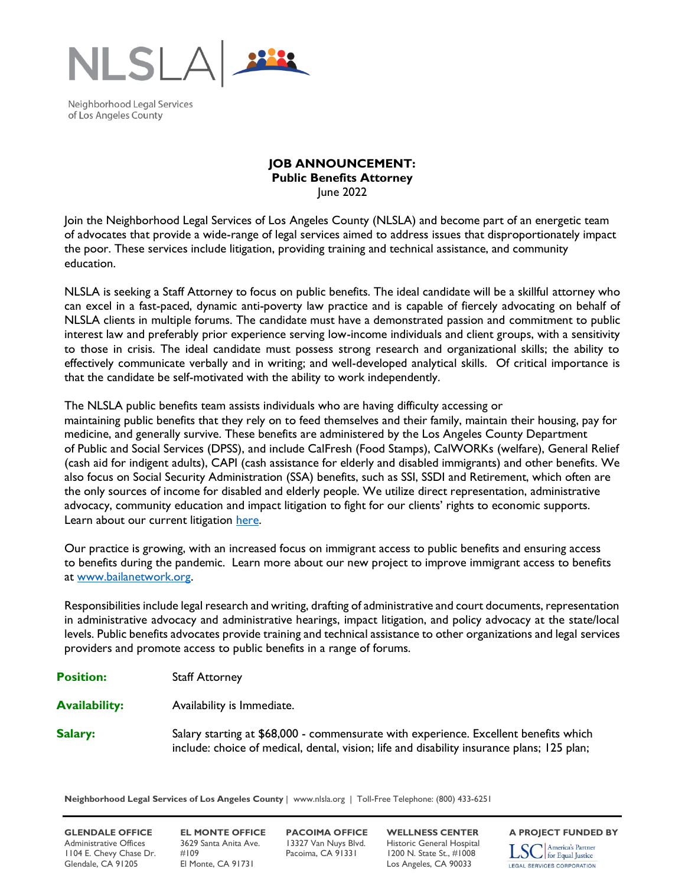NLSLA

Neighborhood Legal Services of Los Angeles County

**JOB ANNOUNCEMENT:**
**Public Benefits Attorney**
June 2022

Join the Neighborhood Legal Services of Los Angeles County (NLSLA) and become part of an energetic team of advocates that provide a wide-range of legal services aimed to address issues that disproportionately impact the poor. These services include litigation, providing training and technical assistance, and community education.

NLSLA is seeking a Staff Attorney to focus on public benefits. The ideal candidate will be a skillful attorney who can excel in a fast-paced, dynamic anti-poverty law practice and is capable of fiercely advocating on behalf of NLSLA clients in multiple forums. The candidate must have a demonstrated passion and commitment to public interest law and preferably prior experience serving low-income individuals and client groups, with a sensitivity to those in crisis. The ideal candidate must possess strong research and organizational skills; the ability to effectively communicate verbally and in writing; and well-developed analytical skills. Of critical importance is that the candidate be self-motivated with the ability to work independently.

The NLSLA public benefits team assists individuals who are having difficulty accessing or maintaining public benefits that they rely on to feed themselves and their family, maintain their housing, pay for medicine, and generally survive. These benefits are administered by the Los Angeles County Department of Public and Social Services (DPSS), and include CalFresh (Food Stamps), CalWORKs (welfare), General Relief (cash aid for indigent adults), CAPI (cash assistance for elderly and disabled immigrants) and other benefits. We also focus on Social Security Administration (SSA) benefits, such as SSI, SSDI and Retirement, which often are the only sources of income for disabled and elderly people. We utilize direct representation, administrative advocacy, community education and impact litigation to fight for our clients' rights to economic supports. Learn about our current litigation here.

Our practice is growing, with an increased focus on immigrant access to public benefits and ensuring access to benefits during the pandemic. Learn more about our new project to improve immigrant access to benefits at www.bailanetwork.org.

Responsibilities include legal research and writing, drafting of administrative and court documents, representation in administrative advocacy and administrative hearings, impact litigation, and policy advocacy at the state/local levels. Public benefits advocates provide training and technical assistance to other organizations and legal services providers and promote access to public benefits in a range of forums.

**Position:** Staff Attorney

**Availability:** Availability is Immediate.

**Salary:** Salary starting at $68,000 - commensurate with experience. Excellent benefits which include: choice of medical, dental, vision; life and disability insurance plans; 125 plan;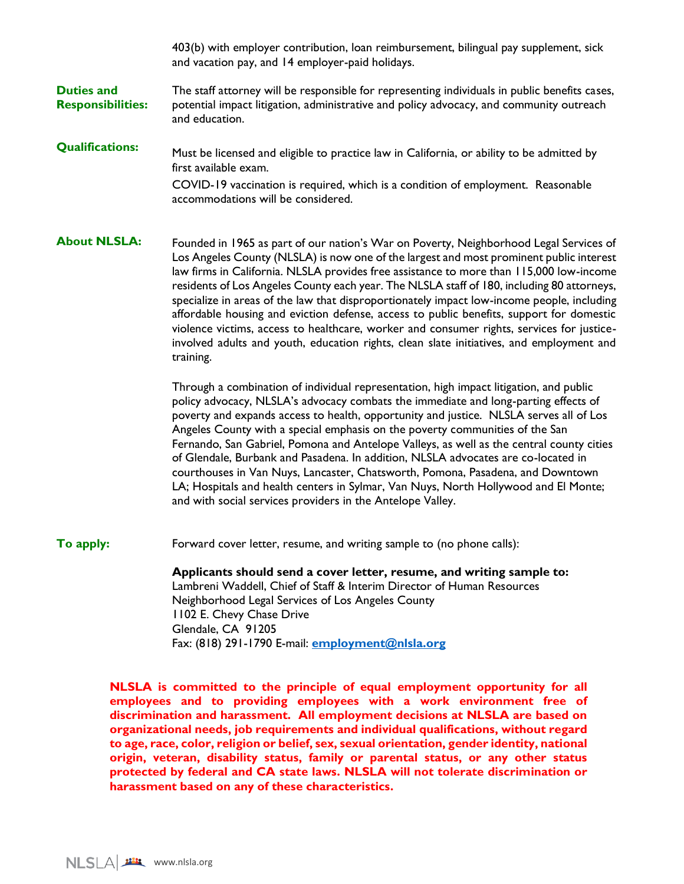403(b) with employer contribution, loan reimbursement, bilingual pay supplement, sick and vacation pay, and 14 employer-paid holidays.

**Duties and Responsibilities:** The staff attorney will be responsible for representing individuals in public benefits cases, potential impact litigation, administrative and policy advocacy, and community outreach and education.

**Qualifications:** Must be licensed and eligible to practice law in California, or ability to be admitted by first available exam.

COVID-19 vaccination is required, which is a condition of employment. Reasonable accommodations will be considered.

**About NLSLA:** Founded in 1965 as part of our nation's War on Poverty, Neighborhood Legal Services of Los Angeles County (NLSLA) is now one of the largest and most prominent public interest law firms in California. NLSLA provides free assistance to more than 115,000 low-income residents of Los Angeles County each year. The NLSLA staff of 180, including 80 attorneys, specialize in areas of the law that disproportionately impact low-income people, including affordable housing and eviction defense, access to public benefits, support for domestic violence victims, access to healthcare, worker and consumer rights, services for justice-involved adults and youth, education rights, clean slate initiatives, and employment and training.

Through a combination of individual representation, high impact litigation, and public policy advocacy, NLSLA's advocacy combats the immediate and long-parting effects of poverty and expands access to health, opportunity and justice. NLSLA serves all of Los Angeles County with a special emphasis on the poverty communities of the San Fernando, San Gabriel, Pomona and Antelope Valleys, as well as the central county cities of Glendale, Burbank and Pasadena. In addition, NLSLA advocates are co-located in courthouses in Van Nuys, Lancaster, Chatsworth, Pomona, Pasadena, and Downtown LA; Hospitals and health centers in Sylmar, Van Nuys, North Hollywood and El Monte; and with social services providers in the Antelope Valley.

**To apply:** Forward cover letter, resume, and writing sample to (no phone calls):

**Applicants should send a cover letter, resume, and writing sample to:**
Lambreni Waddell, Chief of Staff & Interim Director of Human Resources
Neighborhood Legal Services of Los Angeles County
1102 E. Chevy Chase Drive
Glendale, CA 91205
Fax: (818) 291-1790 E-mail: employment@nlsla.org

**NLSLA is committed to the principle of equal employment opportunity for all employees and to providing employees with a work environment free of discrimination and harassment. All employment decisions at NLSLA are based on organizational needs, job requirements and individual qualifications, without regard to age, race, color, religion or belief, sex, sexual orientation, gender identity, national origin, veteran, disability status, family or parental status, or any other status protected by federal and CA state laws. NLSLA will not tolerate discrimination or harassment based on any of these characteristics.**